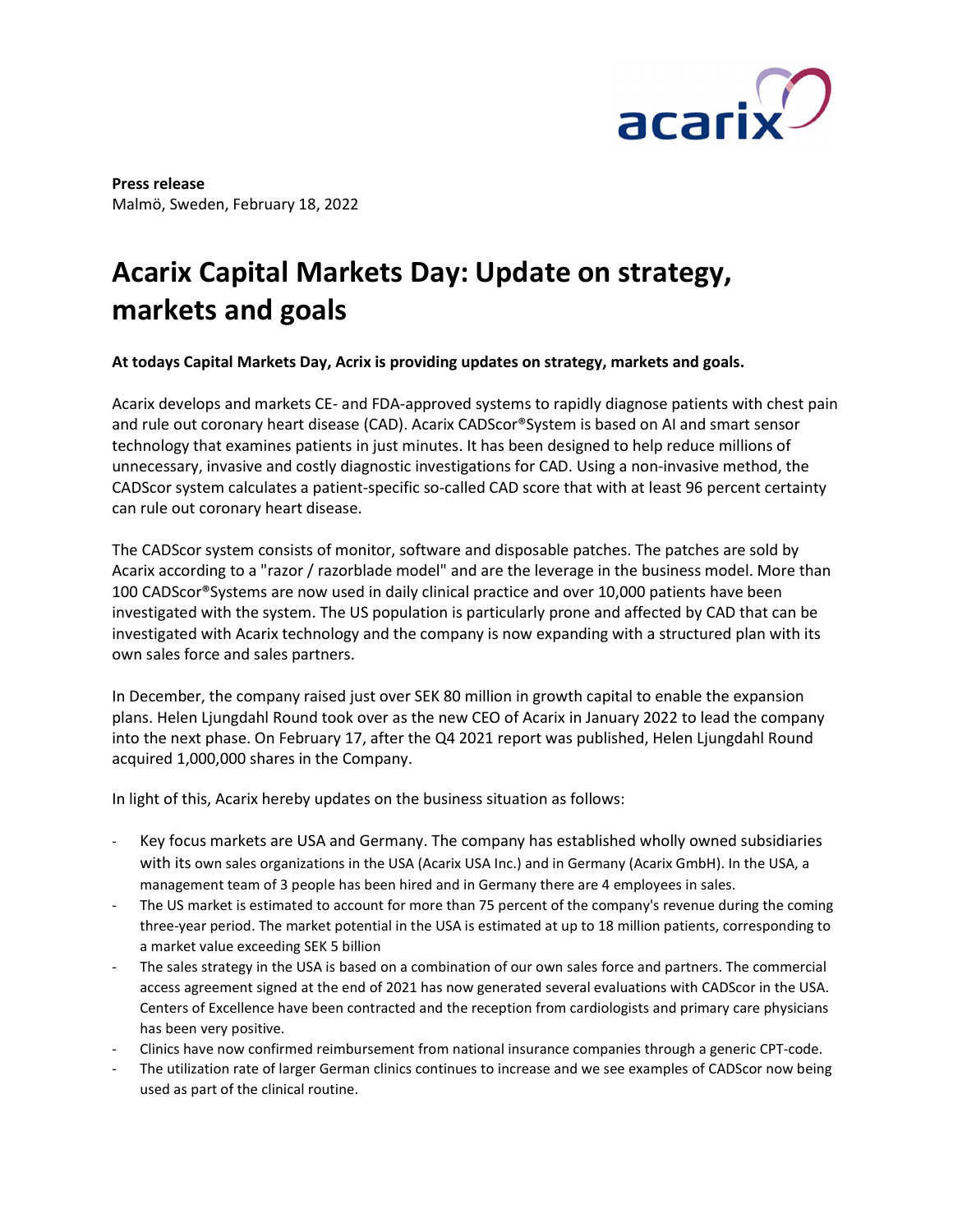**Press release**
Malmö, Sweden, February 18, 2022

# Acarix Capital Markets Day: Update on strategy, markets and goals

**At todays Capital Markets Day, Acrix is providing updates on strategy, markets and goals.**

Acarix develops and markets CE- and FDA-approved systems to rapidly diagnose patients with chest pain and rule out coronary heart disease (CAD). Acarix CADScor®System is based on AI and smart sensor technology that examines patients in just minutes. It has been designed to help reduce millions of unnecessary, invasive and costly diagnostic investigations for CAD. Using a non-invasive method, the CADScor system calculates a patient-specific so-called CAD score that with at least 96 percent certainty can rule out coronary heart disease.

The CADScor system consists of monitor, software and disposable patches. The patches are sold by Acarix according to a "razor / razorblade model" and are the leverage in the business model. More than 100 CADScor®Systems are now used in daily clinical practice and over 10,000 patients have been investigated with the system. The US population is particularly prone and affected by CAD that can be investigated with Acarix technology and the company is now expanding with a structured plan with its own sales force and sales partners.

In December, the company raised just over SEK 80 million in growth capital to enable the expansion plans. Helen Ljungdahl Round took over as the new CEO of Acarix in January 2022 to lead the company into the next phase. On February 17, after the Q4 2021 report was published, Helen Ljungdahl Round acquired 1,000,000 shares in the Company.

In light of this, Acarix hereby updates on the business situation as follows:

- Key focus markets are USA and Germany. The company has established wholly owned subsidiaries with its own sales organizations in the USA (Acarix USA Inc.) and in Germany (Acarix GmbH). In the USA, a management team of 3 people has been hired and in Germany there are 4 employees in sales.
- The US market is estimated to account for more than 75 percent of the company's revenue during the coming three-year period. The market potential in the USA is estimated at up to 18 million patients, corresponding to a market value exceeding SEK 5 billion
- The sales strategy in the USA is based on a combination of our own sales force and partners. The commercial access agreement signed at the end of 2021 has now generated several evaluations with CADScor in the USA. Centers of Excellence have been contracted and the reception from cardiologists and primary care physicians has been very positive.
- Clinics have now confirmed reimbursement from national insurance companies through a generic CPT-code.
- The utilization rate of larger German clinics continues to increase and we see examples of CADScor now being used as part of the clinical routine.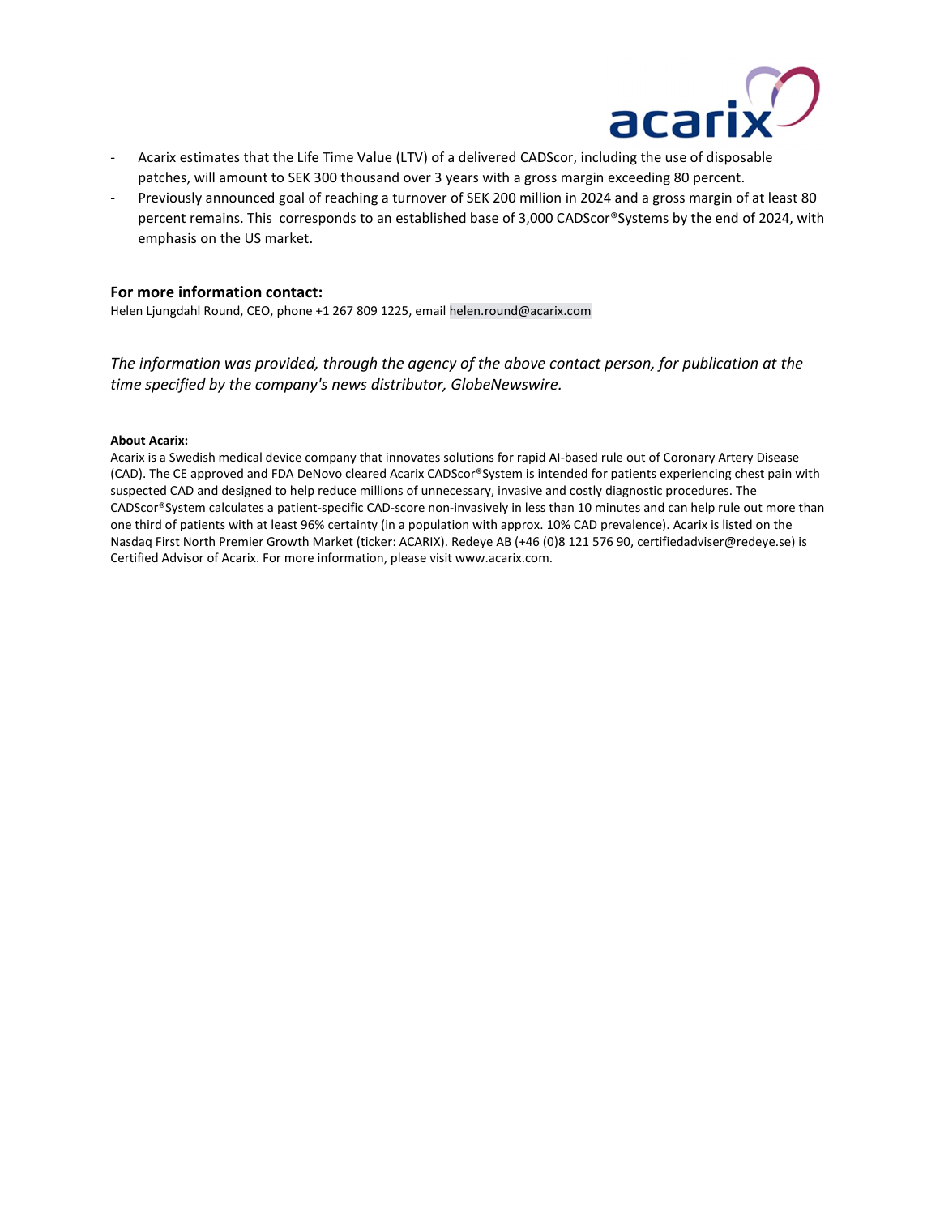- Acarix estimates that the Life Time Value (LTV) of a delivered CADScor, including the use of disposable patches, will amount to SEK 300 thousand over 3 years with a gross margin exceeding 80 percent.
- Previously announced goal of reaching a turnover of SEK 200 million in 2024 and a gross margin of at least 80 percent remains. This corresponds to an established base of 3,000 CADScor®Systems by the end of 2024, with emphasis on the US market.

### For more information contact:

Helen Ljungdahl Round, CEO, phone +1 267 809 1225, email helen.round@acarix.com

*The information was provided, through the agency of the above contact person, for publication at the time specified by the company's news distributor, GlobeNewswire.*

**About Acarix:**

Acarix is a Swedish medical device company that innovates solutions for rapid AI-based rule out of Coronary Artery Disease (CAD). The CE approved and FDA DeNovo cleared Acarix CADScor®System is intended for patients experiencing chest pain with suspected CAD and designed to help reduce millions of unnecessary, invasive and costly diagnostic procedures. The CADScor®System calculates a patient-specific CAD-score non-invasively in less than 10 minutes and can help rule out more than one third of patients with at least 96% certainty (in a population with approx. 10% CAD prevalence). Acarix is listed on the Nasdaq First North Premier Growth Market (ticker: ACARIX). Redeye AB (+46 (0)8 121 576 90, certifiedadviser@redeye.se) is Certified Advisor of Acarix. For more information, please visit www.acarix.com.